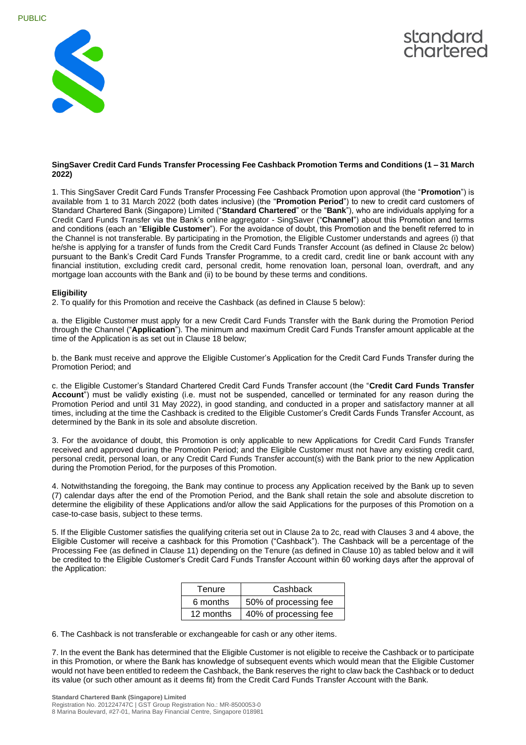**SingSaver Credit Card Funds Transfer Processing Fee Cashback Promotion Terms and Conditions (1 – 31 March 2022)**

1. This SingSaver Credit Card Funds Transfer Processing Fee Cashback Promotion upon approval (the "**Promotion**") is available from 1 to 31 March 2022 (both dates inclusive) (the "**Promotion Period**") to new to credit card customers of Standard Chartered Bank (Singapore) Limited ("**Standard Chartered**" or the "**Bank**"), who are individuals applying for a Credit Card Funds Transfer via the Bank's online aggregator - SingSaver ("**Channel**") about this Promotion and terms and conditions (each an "**Eligible Customer**"). For the avoidance of doubt, this Promotion and the benefit referred to in the Channel is not transferable. By participating in the Promotion, the Eligible Customer understands and agrees (i) that he/she is applying for a transfer of funds from the Credit Card Funds Transfer Account (as defined in Clause 2c below) pursuant to the Bank's Credit Card Funds Transfer Programme, to a credit card, credit line or bank account with any financial institution, excluding credit card, personal credit, home renovation loan, personal loan, overdraft, and any mortgage loan accounts with the Bank and (ii) to be bound by these terms and conditions.

**Eligibility**

2. To qualify for this Promotion and receive the Cashback (as defined in Clause 5 below):

a. the Eligible Customer must apply for a new Credit Card Funds Transfer with the Bank during the Promotion Period through the Channel ("**Application**"). The minimum and maximum Credit Card Funds Transfer amount applicable at the time of the Application is as set out in Clause 18 below;

b. the Bank must receive and approve the Eligible Customer's Application for the Credit Card Funds Transfer during the Promotion Period; and

c. the Eligible Customer's Standard Chartered Credit Card Funds Transfer account (the "**Credit Card Funds Transfer Account**") must be validly existing (i.e. must not be suspended, cancelled or terminated for any reason during the Promotion Period and until 31 May 2022), in good standing, and conducted in a proper and satisfactory manner at all times, including at the time the Cashback is credited to the Eligible Customer's Credit Cards Funds Transfer Account, as determined by the Bank in its sole and absolute discretion.

3. For the avoidance of doubt, this Promotion is only applicable to new Applications for Credit Card Funds Transfer received and approved during the Promotion Period; and the Eligible Customer must not have any existing credit card, personal credit, personal loan, or any Credit Card Funds Transfer account(s) with the Bank prior to the new Application during the Promotion Period, for the purposes of this Promotion.

4. Notwithstanding the foregoing, the Bank may continue to process any Application received by the Bank up to seven (7) calendar days after the end of the Promotion Period, and the Bank shall retain the sole and absolute discretion to determine the eligibility of these Applications and/or allow the said Applications for the purposes of this Promotion on a case-to-case basis, subject to these terms.

5. If the Eligible Customer satisfies the qualifying criteria set out in Clause 2a to 2c, read with Clauses 3 and 4 above, the Eligible Customer will receive a cashback for this Promotion ("Cashback"). The Cashback will be a percentage of the Processing Fee (as defined in Clause 11) depending on the Tenure (as defined in Clause 10) as tabled below and it will be credited to the Eligible Customer's Credit Card Funds Transfer Account within 60 working days after the approval of the Application:

| Tenure | Cashback |
|---|---|
| 6 months | 50% of processing fee |
| 12 months | 40% of processing fee |

6. The Cashback is not transferable or exchangeable for cash or any other items.

7. In the event the Bank has determined that the Eligible Customer is not eligible to receive the Cashback or to participate in this Promotion, or where the Bank has knowledge of subsequent events which would mean that the Eligible Customer would not have been entitled to redeem the Cashback, the Bank reserves the right to claw back the Cashback or to deduct its value (or such other amount as it deems fit) from the Credit Card Funds Transfer Account with the Bank.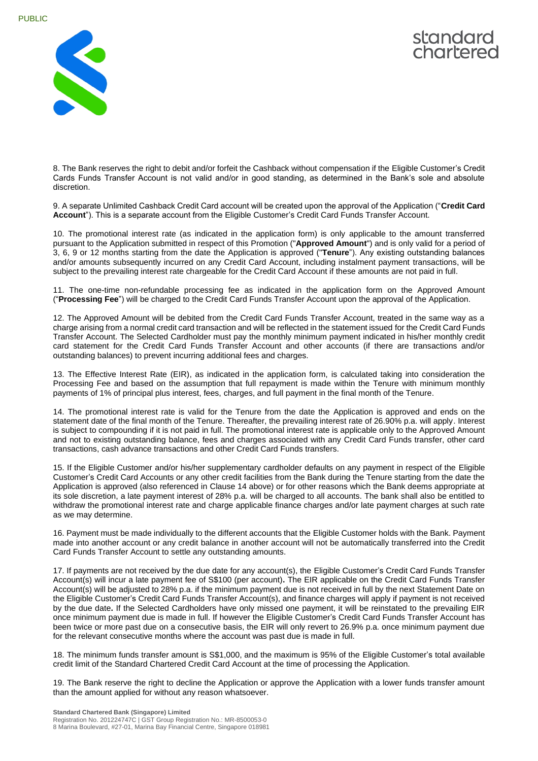8. The Bank reserves the right to debit and/or forfeit the Cashback without compensation if the Eligible Customer's Credit Cards Funds Transfer Account is not valid and/or in good standing, as determined in the Bank's sole and absolute discretion.

9. A separate Unlimited Cashback Credit Card account will be created upon the approval of the Application ("**Credit Card Account**"). This is a separate account from the Eligible Customer's Credit Card Funds Transfer Account.

10. The promotional interest rate (as indicated in the application form) is only applicable to the amount transferred pursuant to the Application submitted in respect of this Promotion ("**Approved Amount**") and is only valid for a period of 3, 6, 9 or 12 months starting from the date the Application is approved ("**Tenure**"). Any existing outstanding balances and/or amounts subsequently incurred on any Credit Card Account, including instalment payment transactions, will be subject to the prevailing interest rate chargeable for the Credit Card Account if these amounts are not paid in full.

11. The one-time non-refundable processing fee as indicated in the application form on the Approved Amount ("**Processing Fee**") will be charged to the Credit Card Funds Transfer Account upon the approval of the Application.

12. The Approved Amount will be debited from the Credit Card Funds Transfer Account, treated in the same way as a charge arising from a normal credit card transaction and will be reflected in the statement issued for the Credit Card Funds Transfer Account. The Selected Cardholder must pay the monthly minimum payment indicated in his/her monthly credit card statement for the Credit Card Funds Transfer Account and other accounts (if there are transactions and/or outstanding balances) to prevent incurring additional fees and charges.

13. The Effective Interest Rate (EIR), as indicated in the application form, is calculated taking into consideration the Processing Fee and based on the assumption that full repayment is made within the Tenure with minimum monthly payments of 1% of principal plus interest, fees, charges, and full payment in the final month of the Tenure.

14. The promotional interest rate is valid for the Tenure from the date the Application is approved and ends on the statement date of the final month of the Tenure. Thereafter, the prevailing interest rate of 26.90% p.a. will apply. Interest is subject to compounding if it is not paid in full. The promotional interest rate is applicable only to the Approved Amount and not to existing outstanding balance, fees and charges associated with any Credit Card Funds transfer, other card transactions, cash advance transactions and other Credit Card Funds transfers.

15. If the Eligible Customer and/or his/her supplementary cardholder defaults on any payment in respect of the Eligible Customer's Credit Card Accounts or any other credit facilities from the Bank during the Tenure starting from the date the Application is approved (also referenced in Clause 14 above) or for other reasons which the Bank deems appropriate at its sole discretion, a late payment interest of 28% p.a. will be charged to all accounts. The bank shall also be entitled to withdraw the promotional interest rate and charge applicable finance charges and/or late payment charges at such rate as we may determine.

16. Payment must be made individually to the different accounts that the Eligible Customer holds with the Bank. Payment made into another account or any credit balance in another account will not be automatically transferred into the Credit Card Funds Transfer Account to settle any outstanding amounts.

17. If payments are not received by the due date for any account(s), the Eligible Customer's Credit Card Funds Transfer Account(s) will incur a late payment fee of S$100 (per account). The EIR applicable on the Credit Card Funds Transfer Account(s) will be adjusted to 28% p.a. if the minimum payment due is not received in full by the next Statement Date on the Eligible Customer's Credit Card Funds Transfer Account(s), and finance charges will apply if payment is not received by the due date. If the Selected Cardholders have only missed one payment, it will be reinstated to the prevailing EIR once minimum payment due is made in full. If however the Eligible Customer's Credit Card Funds Transfer Account has been twice or more past due on a consecutive basis, the EIR will only revert to 26.9% p.a. once minimum payment due for the relevant consecutive months where the account was past due is made in full.

18. The minimum funds transfer amount is S$1,000, and the maximum is 95% of the Eligible Customer's total available credit limit of the Standard Chartered Credit Card Account at the time of processing the Application.

19. The Bank reserve the right to decline the Application or approve the Application with a lower funds transfer amount than the amount applied for without any reason whatsoever.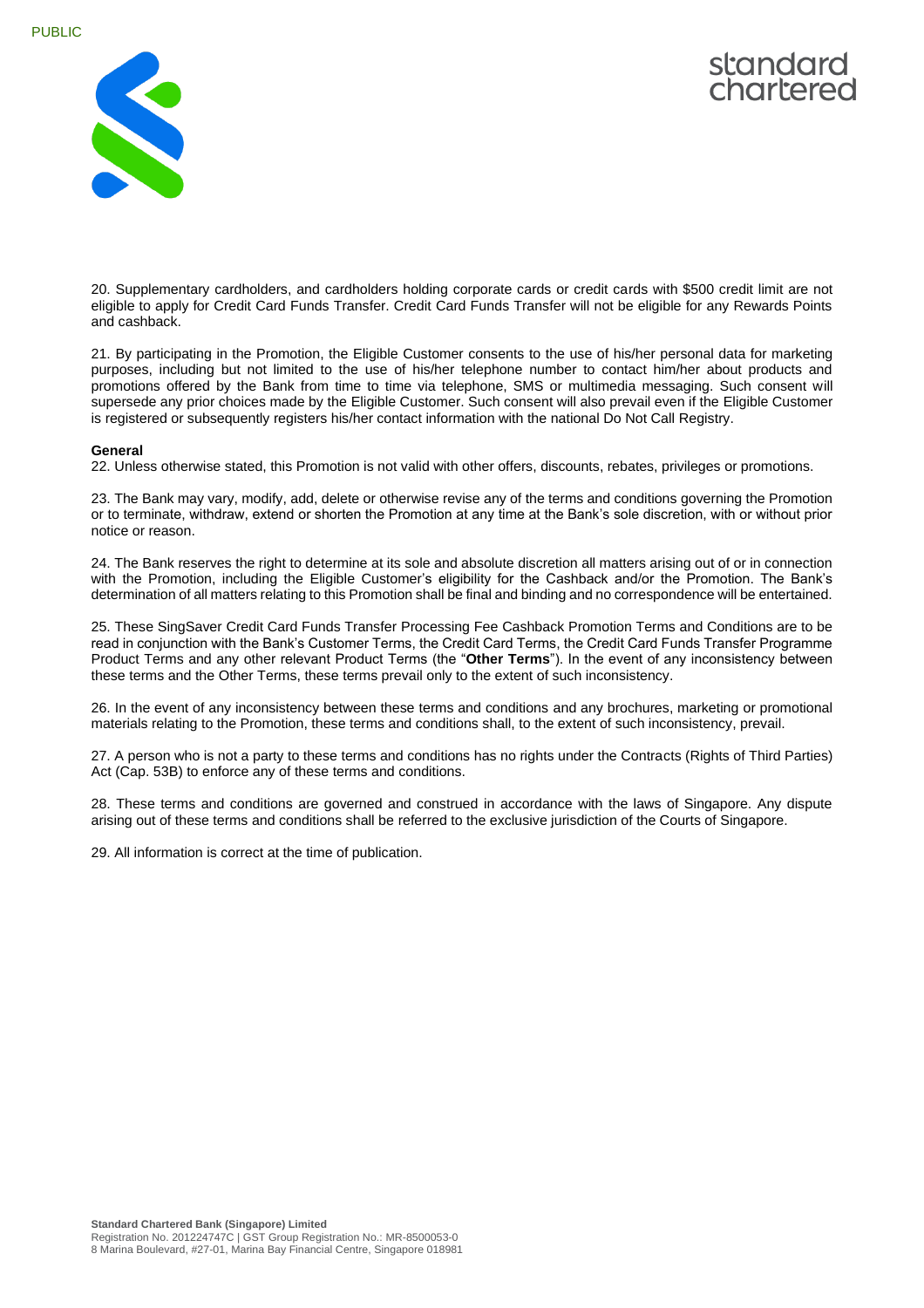20. Supplementary cardholders, and cardholders holding corporate cards or credit cards with $500 credit limit are not eligible to apply for Credit Card Funds Transfer. Credit Card Funds Transfer will not be eligible for any Rewards Points and cashback.

21. By participating in the Promotion, the Eligible Customer consents to the use of his/her personal data for marketing purposes, including but not limited to the use of his/her telephone number to contact him/her about products and promotions offered by the Bank from time to time via telephone, SMS or multimedia messaging. Such consent will supersede any prior choices made by the Eligible Customer. Such consent will also prevail even if the Eligible Customer is registered or subsequently registers his/her contact information with the national Do Not Call Registry.

**General**

22. Unless otherwise stated, this Promotion is not valid with other offers, discounts, rebates, privileges or promotions.

23. The Bank may vary, modify, add, delete or otherwise revise any of the terms and conditions governing the Promotion or to terminate, withdraw, extend or shorten the Promotion at any time at the Bank's sole discretion, with or without prior notice or reason.

24. The Bank reserves the right to determine at its sole and absolute discretion all matters arising out of or in connection with the Promotion, including the Eligible Customer's eligibility for the Cashback and/or the Promotion. The Bank's determination of all matters relating to this Promotion shall be final and binding and no correspondence will be entertained.

25. These SingSaver Credit Card Funds Transfer Processing Fee Cashback Promotion Terms and Conditions are to be read in conjunction with the Bank's Customer Terms, the Credit Card Terms, the Credit Card Funds Transfer Programme Product Terms and any other relevant Product Terms (the "**Other Terms**"). In the event of any inconsistency between these terms and the Other Terms, these terms prevail only to the extent of such inconsistency.

26. In the event of any inconsistency between these terms and conditions and any brochures, marketing or promotional materials relating to the Promotion, these terms and conditions shall, to the extent of such inconsistency, prevail.

27. A person who is not a party to these terms and conditions has no rights under the Contracts (Rights of Third Parties) Act (Cap. 53B) to enforce any of these terms and conditions.

28. These terms and conditions are governed and construed in accordance with the laws of Singapore. Any dispute arising out of these terms and conditions shall be referred to the exclusive jurisdiction of the Courts of Singapore.

29. All information is correct at the time of publication.